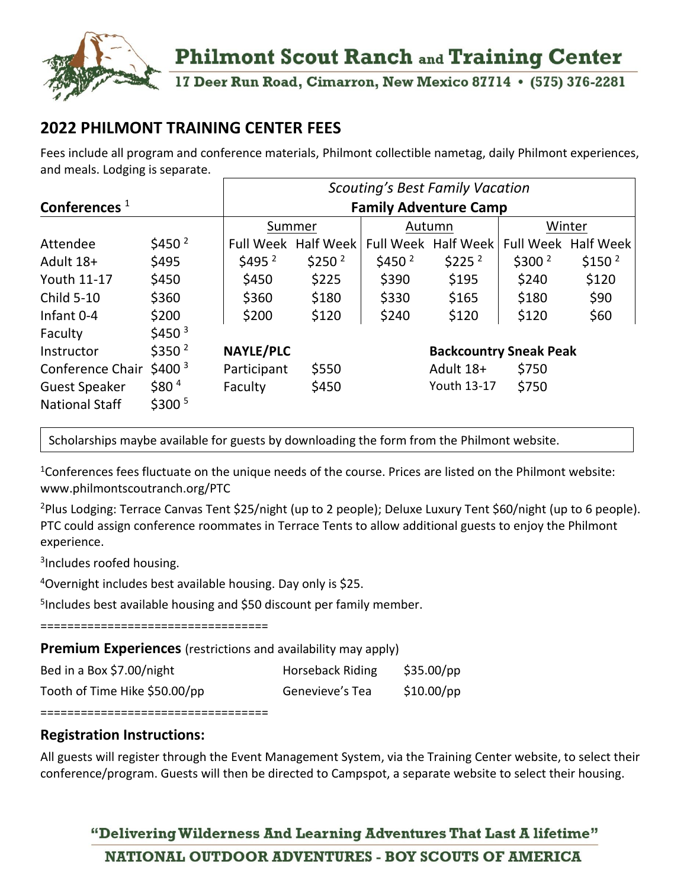# Philmont Scout Ranch and Training Center

17 Deer Run Road, Cimarron, New Mexico 87714 • (575) 376-2281

## 2022 PHILMONT TRAINING CENTER FEES

Fees include all program and conference materials, Philmont collectible nametag, daily Philmont experiences, and meals. Lodging is separate.

| Conferences [1] | | | | | | | |
|---|---|---|---|---|---|---|---|
| Attendee | $450 [2] | | | | | | |
| Faculty | $450 [3] | | | | | | |
| Instructor | $350 [2] | | | | | | |
| Conference Chair | $400 [3] | | | | | | |
| Guest Speaker | $80 [4] | | | | | | |
| National Staff | $300 [5] | | | | | | |

| *Scouting's Best Family Vacation* — Family Adventure Camp | Summer Full Week | Summer Half Week | Autumn Full Week | Autumn Half Week | Winter Full Week | Winter Half Week |
|---|---|---|---|---|---|---|
| Adult 18+ | $495 [2] | $250 [2] | $450 [2] | $225 [2] | $300 [2] | $150 [2] |
| Youth 11-17 | $450 | $225 | $390 | $195 | $240 | $120 |
| Child 5-10 | $360 | $180 | $330 | $165 | $180 | $90 |
| Infant 0-4 | $200 | $120 | $240 | $120 | $120 | $60 |

| NAYLE/PLC | |
|---|---|
| Participant | $550 |
| Faculty | $450 |

| Backcountry Sneak Peak | |
|---|---|
| Adult 18+ | $750 |
| Youth 13-17 | $750 |

Scholarships maybe available for guests by downloading the form from the Philmont website.

[1]Conferences fees fluctuate on the unique needs of the course. Prices are listed on the Philmont website: www.philmontscoutranch.org/PTC

[2]Plus Lodging: Terrace Canvas Tent $25/night (up to 2 people); Deluxe Luxury Tent $60/night (up to 6 people). PTC could assign conference roommates in Terrace Tents to allow additional guests to enjoy the Philmont experience.

[3]Includes roofed housing.

[4]Overnight includes best available housing. Day only is $25.

[5]Includes best available housing and $50 discount per family member.

==================================

**Premium Experiences** (restrictions and availability may apply)

| | | | |
|---|---|---|---|
| Bed in a Box | $7.00/night | Horseback Riding | $35.00/pp |
| Tooth of Time Hike | $50.00/pp | Genevieve's Tea | $10.00/pp |

==================================

### Registration Instructions:

All guests will register through the Event Management System, via the Training Center website, to select their conference/program. Guests will then be directed to Campspot, a separate website to select their housing.

"Delivering Wilderness And Learning Adventures That Last A lifetime"

NATIONAL OUTDOOR ADVENTURES - BOY SCOUTS OF AMERICA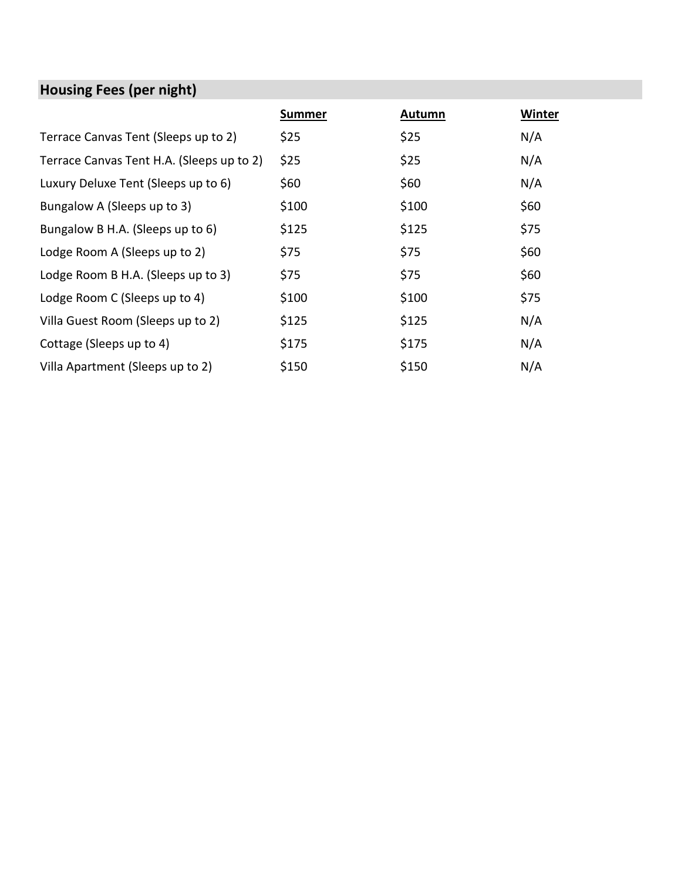## Housing Fees (per night)

| | Summer | Autumn | Winter |
| --- | --- | --- | --- |
| Terrace Canvas Tent (Sleeps up to 2) | $25 | $25 | N/A |
| Terrace Canvas Tent H.A. (Sleeps up to 2) | $25 | $25 | N/A |
| Luxury Deluxe Tent (Sleeps up to 6) | $60 | $60 | N/A |
| Bungalow A (Sleeps up to 3) | $100 | $100 | $60 |
| Bungalow B H.A. (Sleeps up to 6) | $125 | $125 | $75 |
| Lodge Room A (Sleeps up to 2) | $75 | $75 | $60 |
| Lodge Room B H.A. (Sleeps up to 3) | $75 | $75 | $60 |
| Lodge Room C (Sleeps up to 4) | $100 | $100 | $75 |
| Villa Guest Room (Sleeps up to 2) | $125 | $125 | N/A |
| Cottage (Sleeps up to 4) | $175 | $175 | N/A |
| Villa Apartment (Sleeps up to 2) | $150 | $150 | N/A |